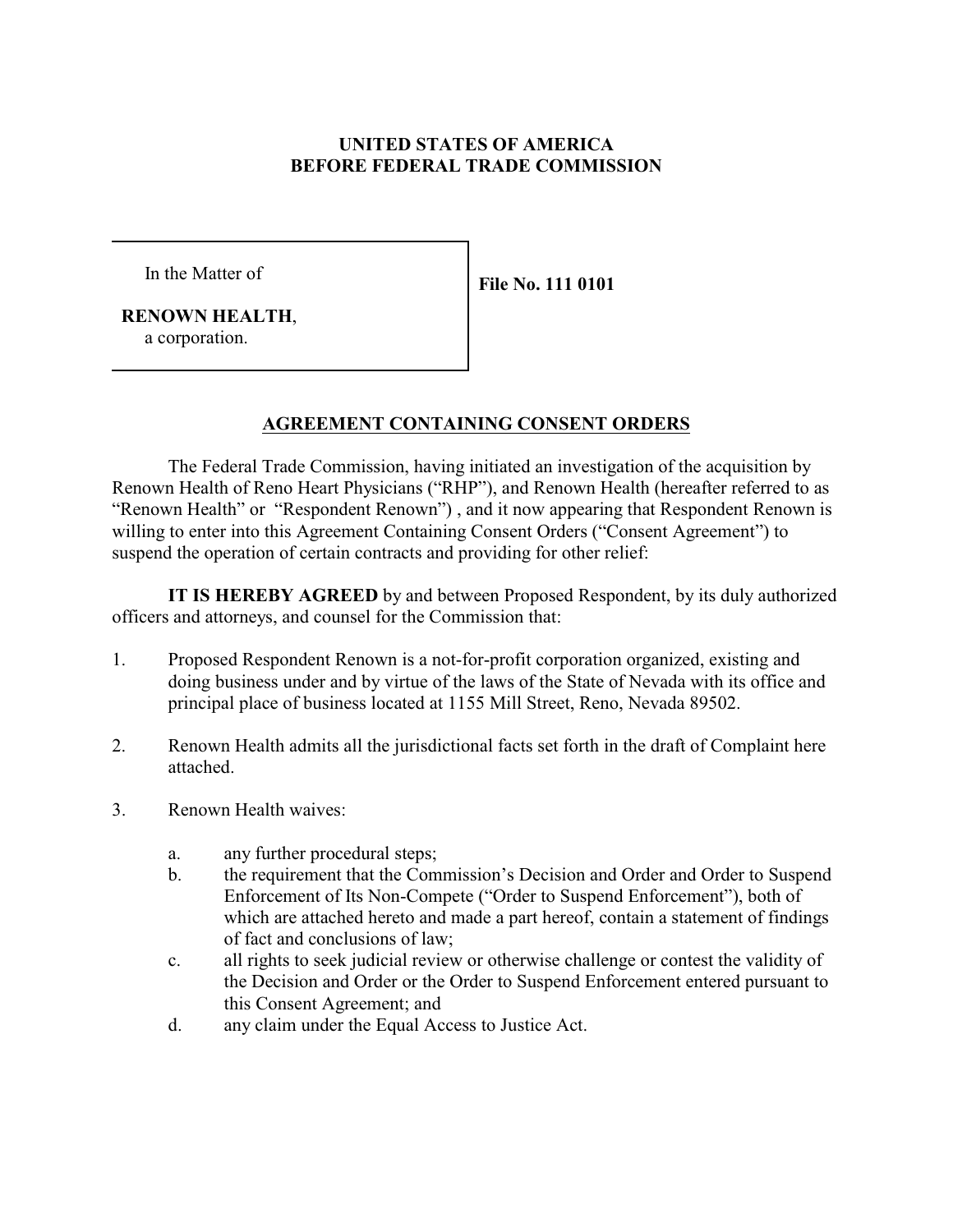**UNITED STATES OF AMERICA**
**BEFORE FEDERAL TRADE COMMISSION**

| In the Matter of<br><br>**RENOWN HEALTH**,<br>a corporation. | **File No. 111 0101** |
|---|---|

## AGREEMENT CONTAINING CONSENT ORDERS

The Federal Trade Commission, having initiated an investigation of the acquisition by Renown Health of Reno Heart Physicians ("RHP"), and Renown Health (hereafter referred to as "Renown Health" or "Respondent Renown") , and it now appearing that Respondent Renown is willing to enter into this Agreement Containing Consent Orders ("Consent Agreement") to suspend the operation of certain contracts and providing for other relief:

**IT IS HEREBY AGREED** by and between Proposed Respondent, by its duly authorized officers and attorneys, and counsel for the Commission that:

1. Proposed Respondent Renown is a not-for-profit corporation organized, existing and doing business under and by virtue of the laws of the State of Nevada with its office and principal place of business located at 1155 Mill Street, Reno, Nevada 89502.

2. Renown Health admits all the jurisdictional facts set forth in the draft of Complaint here attached.

3. Renown Health waives:

   a. any further procedural steps;
   b. the requirement that the Commission's Decision and Order and Order to Suspend Enforcement of Its Non-Compete ("Order to Suspend Enforcement"), both of which are attached hereto and made a part hereof, contain a statement of findings of fact and conclusions of law;
   c. all rights to seek judicial review or otherwise challenge or contest the validity of the Decision and Order or the Order to Suspend Enforcement entered pursuant to this Consent Agreement; and
   d. any claim under the Equal Access to Justice Act.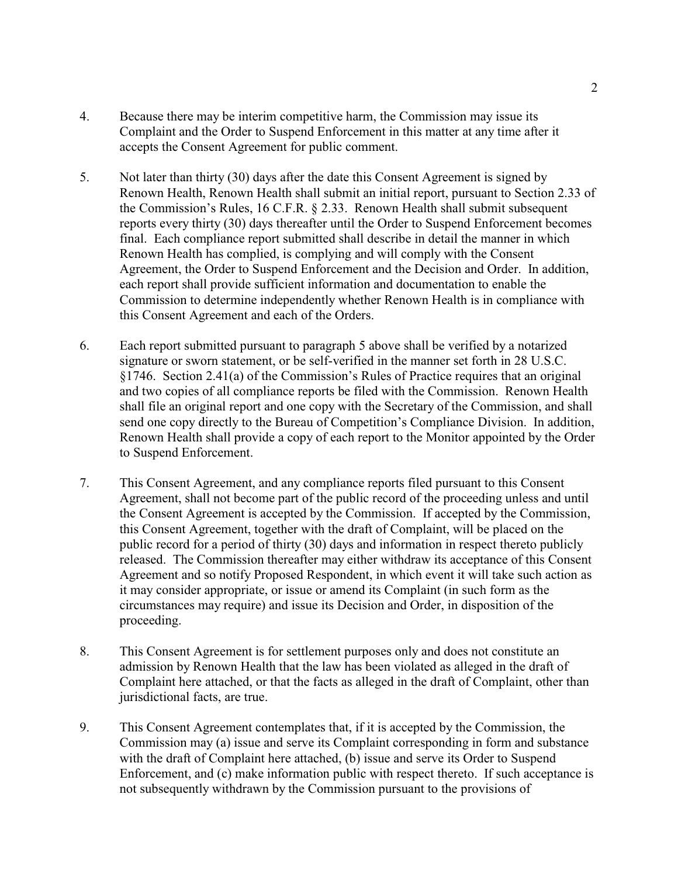4. Because there may be interim competitive harm, the Commission may issue its Complaint and the Order to Suspend Enforcement in this matter at any time after it accepts the Consent Agreement for public comment.

5. Not later than thirty (30) days after the date this Consent Agreement is signed by Renown Health, Renown Health shall submit an initial report, pursuant to Section 2.33 of the Commission's Rules, 16 C.F.R. § 2.33. Renown Health shall submit subsequent reports every thirty (30) days thereafter until the Order to Suspend Enforcement becomes final. Each compliance report submitted shall describe in detail the manner in which Renown Health has complied, is complying and will comply with the Consent Agreement, the Order to Suspend Enforcement and the Decision and Order. In addition, each report shall provide sufficient information and documentation to enable the Commission to determine independently whether Renown Health is in compliance with this Consent Agreement and each of the Orders.

6. Each report submitted pursuant to paragraph 5 above shall be verified by a notarized signature or sworn statement, or be self-verified in the manner set forth in 28 U.S.C. §1746. Section 2.41(a) of the Commission's Rules of Practice requires that an original and two copies of all compliance reports be filed with the Commission. Renown Health shall file an original report and one copy with the Secretary of the Commission, and shall send one copy directly to the Bureau of Competition's Compliance Division. In addition, Renown Health shall provide a copy of each report to the Monitor appointed by the Order to Suspend Enforcement.

7. This Consent Agreement, and any compliance reports filed pursuant to this Consent Agreement, shall not become part of the public record of the proceeding unless and until the Consent Agreement is accepted by the Commission. If accepted by the Commission, this Consent Agreement, together with the draft of Complaint, will be placed on the public record for a period of thirty (30) days and information in respect thereto publicly released. The Commission thereafter may either withdraw its acceptance of this Consent Agreement and so notify Proposed Respondent, in which event it will take such action as it may consider appropriate, or issue or amend its Complaint (in such form as the circumstances may require) and issue its Decision and Order, in disposition of the proceeding.

8. This Consent Agreement is for settlement purposes only and does not constitute an admission by Renown Health that the law has been violated as alleged in the draft of Complaint here attached, or that the facts as alleged in the draft of Complaint, other than jurisdictional facts, are true.

9. This Consent Agreement contemplates that, if it is accepted by the Commission, the Commission may (a) issue and serve its Complaint corresponding in form and substance with the draft of Complaint here attached, (b) issue and serve its Order to Suspend Enforcement, and (c) make information public with respect thereto. If such acceptance is not subsequently withdrawn by the Commission pursuant to the provisions of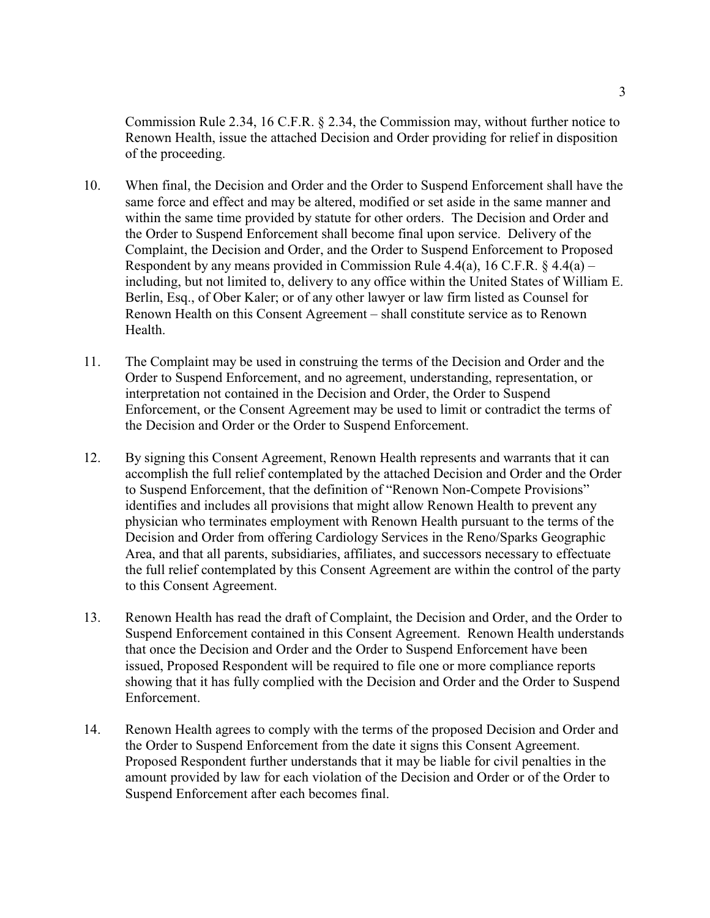Commission Rule 2.34, 16 C.F.R. § 2.34, the Commission may, without further notice to Renown Health, issue the attached Decision and Order providing for relief in disposition of the proceeding.

10. When final, the Decision and Order and the Order to Suspend Enforcement shall have the same force and effect and may be altered, modified or set aside in the same manner and within the same time provided by statute for other orders. The Decision and Order and the Order to Suspend Enforcement shall become final upon service. Delivery of the Complaint, the Decision and Order, and the Order to Suspend Enforcement to Proposed Respondent by any means provided in Commission Rule 4.4(a), 16 C.F.R. § 4.4(a) – including, but not limited to, delivery to any office within the United States of William E. Berlin, Esq., of Ober Kaler; or of any other lawyer or law firm listed as Counsel for Renown Health on this Consent Agreement – shall constitute service as to Renown Health.

11. The Complaint may be used in construing the terms of the Decision and Order and the Order to Suspend Enforcement, and no agreement, understanding, representation, or interpretation not contained in the Decision and Order, the Order to Suspend Enforcement, or the Consent Agreement may be used to limit or contradict the terms of the Decision and Order or the Order to Suspend Enforcement.

12. By signing this Consent Agreement, Renown Health represents and warrants that it can accomplish the full relief contemplated by the attached Decision and Order and the Order to Suspend Enforcement, that the definition of "Renown Non-Compete Provisions" identifies and includes all provisions that might allow Renown Health to prevent any physician who terminates employment with Renown Health pursuant to the terms of the Decision and Order from offering Cardiology Services in the Reno/Sparks Geographic Area, and that all parents, subsidiaries, affiliates, and successors necessary to effectuate the full relief contemplated by this Consent Agreement are within the control of the party to this Consent Agreement.

13. Renown Health has read the draft of Complaint, the Decision and Order, and the Order to Suspend Enforcement contained in this Consent Agreement. Renown Health understands that once the Decision and Order and the Order to Suspend Enforcement have been issued, Proposed Respondent will be required to file one or more compliance reports showing that it has fully complied with the Decision and Order and the Order to Suspend Enforcement.

14. Renown Health agrees to comply with the terms of the proposed Decision and Order and the Order to Suspend Enforcement from the date it signs this Consent Agreement. Proposed Respondent further understands that it may be liable for civil penalties in the amount provided by law for each violation of the Decision and Order or of the Order to Suspend Enforcement after each becomes final.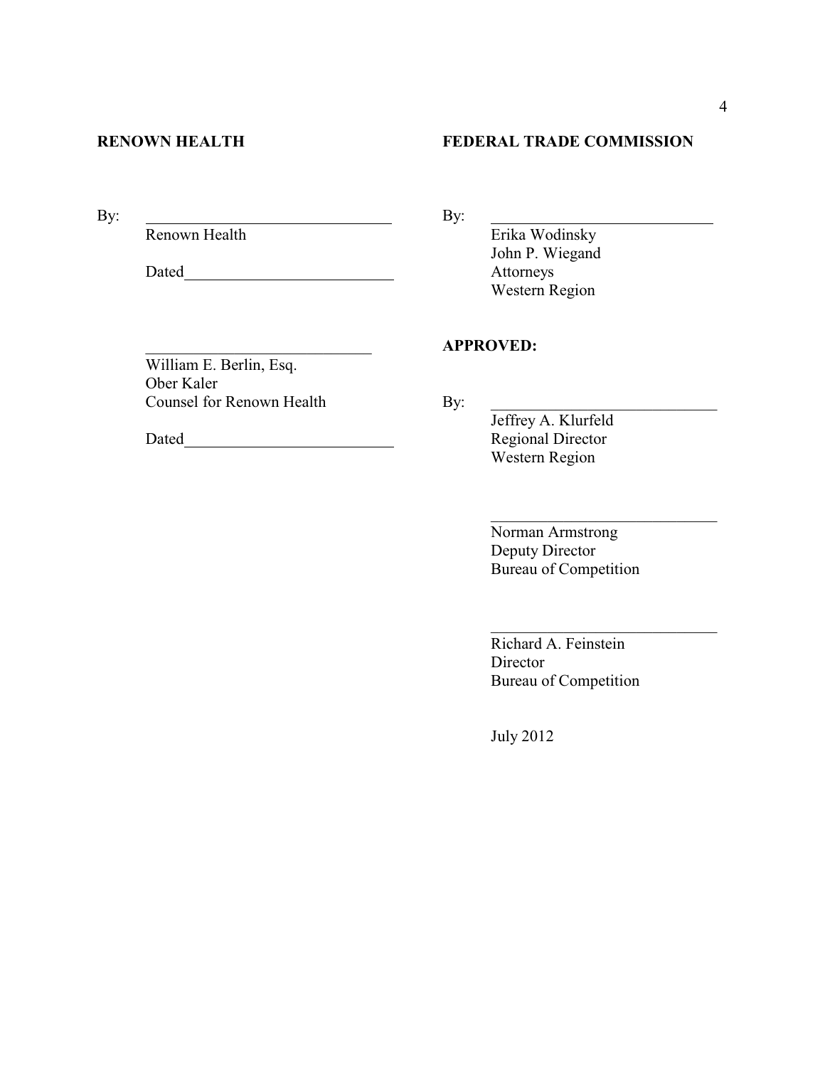**RENOWN HEALTH**

By: \_\_\_\_\_\_\_\_\_\_\_\_\_\_\_\_\_\_\_\_\_\_\_\_\_\_\_\_\_\_
Renown Health

Dated\_\_\_\_\_\_\_\_\_\_\_\_\_\_\_\_\_\_\_\_\_\_\_\_\_\_

\_\_\_\_\_\_\_\_\_\_\_\_\_\_\_\_\_\_\_\_\_\_\_\_\_\_\_\_\_\_
William E. Berlin, Esq.
Ober Kaler
Counsel for Renown Health

Dated\_\_\_\_\_\_\_\_\_\_\_\_\_\_\_\_\_\_\_\_\_\_\_\_\_\_

**FEDERAL TRADE COMMISSION**

By: \_\_\_\_\_\_\_\_\_\_\_\_\_\_\_\_\_\_\_\_\_\_\_\_\_\_\_\_\_\_
Erika Wodinsky
John P. Wiegand
Attorneys
Western Region

**APPROVED:**

By: \_\_\_\_\_\_\_\_\_\_\_\_\_\_\_\_\_\_\_\_\_\_\_\_\_\_\_\_\_\_
Jeffrey A. Klurfeld
Regional Director
Western Region

\_\_\_\_\_\_\_\_\_\_\_\_\_\_\_\_\_\_\_\_\_\_\_\_\_\_\_\_\_\_
Norman Armstrong
Deputy Director
Bureau of Competition

\_\_\_\_\_\_\_\_\_\_\_\_\_\_\_\_\_\_\_\_\_\_\_\_\_\_\_\_\_\_
Richard A. Feinstein
Director
Bureau of Competition

July 2012